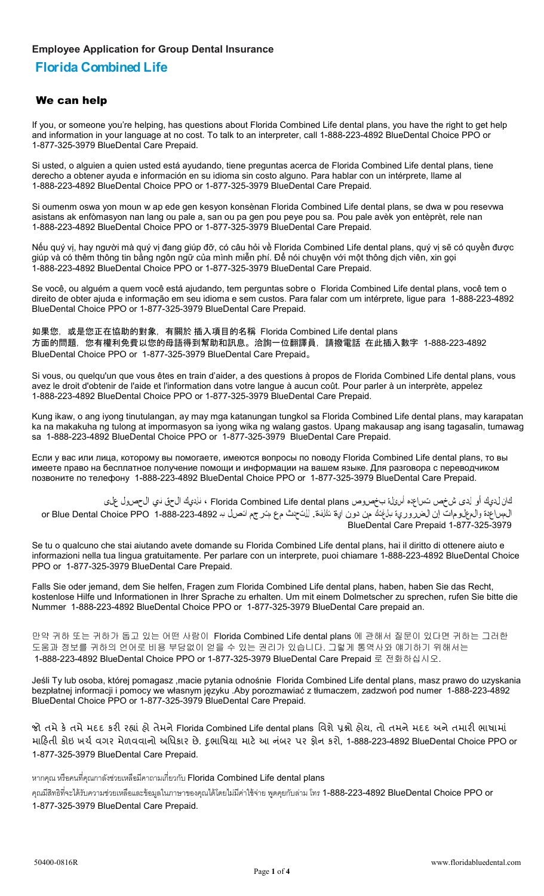**Employee Application for Group Dental Insurance**

# Florida Combined Life

## We can help

If you, or someone you're helping, has questions about Florida Combined Life dental plans, you have the right to get help and information in your language at no cost. To talk to an interpreter, call 1-888-223-4892 BlueDental Choice PPO or 1-877-325-3979 BlueDental Care Prepaid.

Si usted, o alguien a quien usted está ayudando, tiene preguntas acerca de Florida Combined Life dental plans, tiene derecho a obtener ayuda e información en su idioma sin costo alguno. Para hablar con un intérprete, llame al 1-888-223-4892 BlueDental Choice PPO or 1-877-325-3979 BlueDental Care Prepaid.

Si oumenm oswa yon moun w ap ede gen kesyon konsènan Florida Combined Life dental plans, se dwa w pou resevwa asistans ak enfòmasyon nan lang ou pale a, san ou pa gen pou peye pou sa. Pou pale avèk yon entèprèt, rele nan 1-888-223-4892 BlueDental Choice PPO or 1-877-325-3979 BlueDental Care Prepaid.

Nếu quý vị, hay người mà quý vị đang giúp đỡ, có câu hỏi về Florida Combined Life dental plans, quý vị sẽ có quyền được giúp và có thêm thông tin bằng ngôn ngữ của mình miễn phí. Để nói chuyện với một thông dịch viên, xin gọi 1-888-223-4892 BlueDental Choice PPO or 1-877-325-3979 BlueDental Care Prepaid.

Se você, ou alguém a quem você está ajudando, tem perguntas sobre o Florida Combined Life dental plans, você tem o direito de obter ajuda e informação em seu idioma e sem custos. Para falar com um intérprete, ligue para 1-888-223-4892 BlueDental Choice PPO or 1-877-325-3979 BlueDental Care Prepaid.

如果您，或是您正在協助的對象，有關於 插入項目的名稱 Florida Combined Life dental plans 方面的問題，您有權利免費以您的母語得到幫助和訊息。洽詢一位翻譯員，請撥電話 在此插入數字 1-888-223-4892 BlueDental Choice PPO or 1-877-325-3979 BlueDental Care Prepaid。

Si vous, ou quelqu'un que vous êtes en train d'aider, a des questions à propos de Florida Combined Life dental plans, vous avez le droit d'obtenir de l'aide et l'information dans votre langue à aucun coût. Pour parler à un interprète, appelez 1-888-223-4892 BlueDental Choice PPO or 1-877-325-3979 BlueDental Care Prepaid.

Kung ikaw, o ang iyong tinutulungan, ay may mga katanungan tungkol sa Florida Combined Life dental plans, may karapatan ka na makakuha ng tulong at impormasyon sa iyong wika ng walang gastos. Upang makausap ang isang tagasalin, tumawag sa 1-888-223-4892 BlueDental Choice PPO or 1-877-325-3979 BlueDental Care Prepaid.

Если у вас или лица, которому вы помогаете, имеются вопросы по поводу Florida Combined Life dental plans, то вы имеете право на бесплатное получение помощи и информации на вашем языке. Для разговора с переводчиком позвоните по телефону 1-888-223-4892 BlueDental Choice PPO or 1-877-325-3979 BlueDental Care Prepaid.

إن كان لديك أو لدى شخص تساعده أسئلة بخصوص Florida Combined Life dental plans ، لديك الحق في الحصول على المساعدة والمعلومات الضرورية بلغتك من دون اية تكلفة. للتحدث مع مترجم اتصل بـ 1-888-223-4892 Blue Dental Choice PPO or BlueDental Care Prepaid 1-877-325-3979

Se tu o qualcuno che stai aiutando avete domande su Florida Combined Life dental plans, hai il diritto di ottenere aiuto e informazioni nella tua lingua gratuitamente. Per parlare con un interprete, puoi chiamare 1-888-223-4892 BlueDental Choice PPO or 1-877-325-3979 BlueDental Care Prepaid.

Falls Sie oder jemand, dem Sie helfen, Fragen zum Florida Combined Life dental plans, haben, haben Sie das Recht, kostenlose Hilfe und Informationen in Ihrer Sprache zu erhalten. Um mit einem Dolmetscher zu sprechen, rufen Sie bitte die Nummer 1-888-223-4892 BlueDental Choice PPO or 1-877-325-3979 BlueDental Care prepaid an.

만약 귀하 또는 귀하가 돕고 있는 어떤 사람이 Florida Combined Life dental plans 에 관해서 질문이 있다면 귀하는 그러한 도움과 정보를 귀하의 언어로 비용 부담없이 얻을 수 있는 권리가 있습니다. 그렇게 통역사와 얘기하기 위해서는 1-888-223-4892 BlueDental Choice PPO or 1-877-325-3979 BlueDental Care Prepaid 로 전화하십시오.

Jeśli Ty lub osoba, której pomagasz ,macie pytania odnośnie Florida Combined Life dental plans, masz prawo do uzyskania bezpłatnej informacji i pomocy we własnym języku .Aby porozmawiać z tłumaczem, zadzwoń pod numer 1-888-223-4892 BlueDental Choice PPO or 1-877-325-3979 BlueDental Care Prepaid.

જો તમે કે તમે મદદ કરી રહ્યાં હો તેમને Florida Combined Life dental plans વિશે પ્રશ્નો હોય, તો તમને મદદ અને તમારી ભાષામાં માહિતી કોઇ ખર્ચ વગર મેળવવાનો અધિકાર છે. દુભાષિયા માટે આ નંબર પર ફોન કરો, 1-888-223-4892 BlueDental Choice PPO or 1-877-325-3979 BlueDental Care Prepaid.

หากคุณ หรือคนที่คุณกำลังช่วยเหลือมีคำถามเกี่ยวกับ Florida Combined Life dental plans คุณมีสิทธิที่จะได้รับความช่วยเหลือและข้อมูลในภาษาของคุณได้โดยไม่มีค่าใช้จ่าย พูดคุยกับล่าม โทร 1-888-223-4892 BlueDental Choice PPO or 1-877-325-3979 BlueDental Care Prepaid.

50400-0816R

www.floridabluedental.com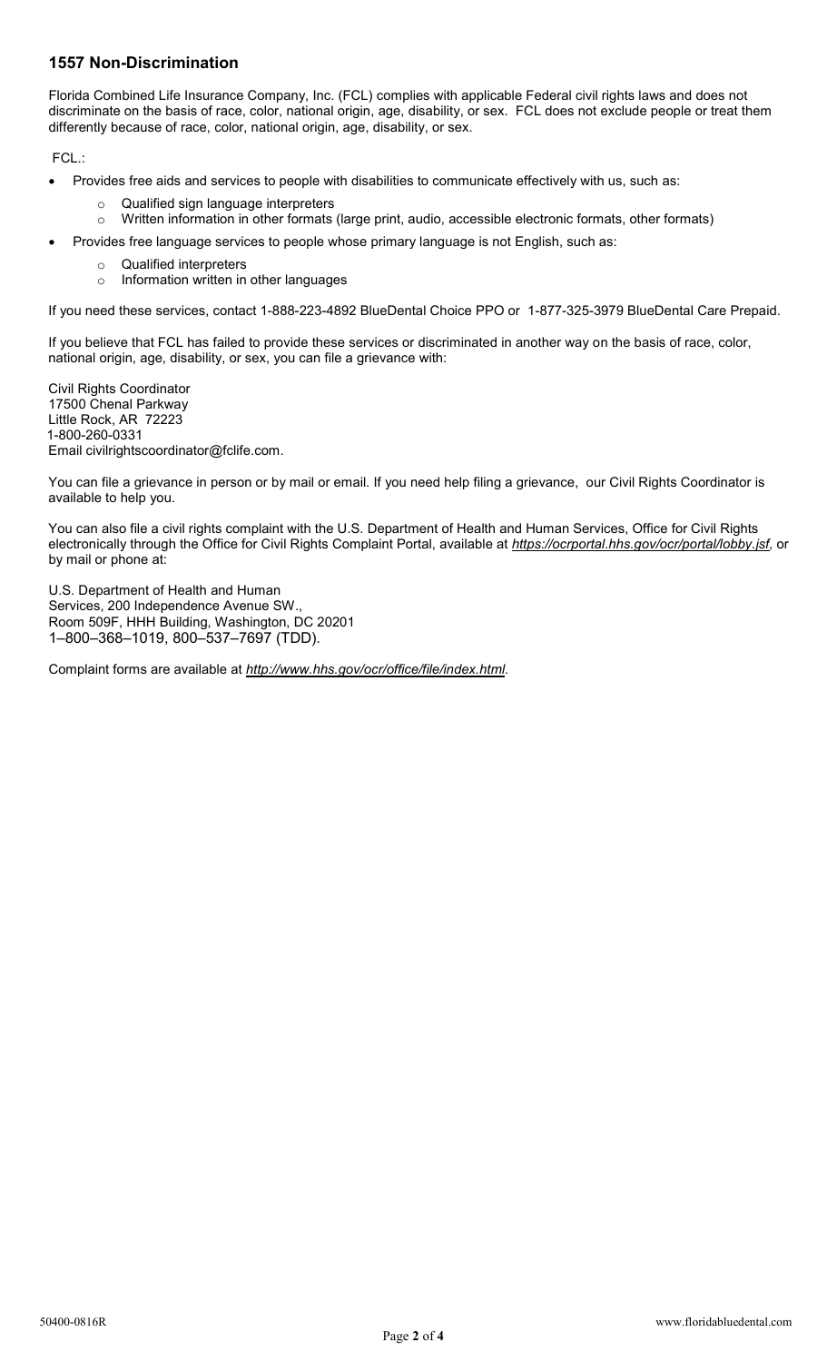## 1557 Non-Discrimination

Florida Combined Life Insurance Company, Inc. (FCL) complies with applicable Federal civil rights laws and does not discriminate on the basis of race, color, national origin, age, disability, or sex. FCL does not exclude people or treat them differently because of race, color, national origin, age, disability, or sex.

FCL.:

- Provides free aids and services to people with disabilities to communicate effectively with us, such as:
  - Qualified sign language interpreters
  - Written information in other formats (large print, audio, accessible electronic formats, other formats)
- Provides free language services to people whose primary language is not English, such as:
  - Qualified interpreters
  - Information written in other languages

If you need these services, contact 1-888-223-4892 BlueDental Choice PPO or 1-877-325-3979 BlueDental Care Prepaid.

If you believe that FCL has failed to provide these services or discriminated in another way on the basis of race, color, national origin, age, disability, or sex, you can file a grievance with:

Civil Rights Coordinator
17500 Chenal Parkway
Little Rock, AR 72223
1-800-260-0331
Email civilrightscoordinator@fclife.com.

You can file a grievance in person or by mail or email. If you need help filing a grievance, our Civil Rights Coordinator is available to help you.

You can also file a civil rights complaint with the U.S. Department of Health and Human Services, Office for Civil Rights electronically through the Office for Civil Rights Complaint Portal, available at *https://ocrportal.hhs.gov/ocr/portal/lobby.jsf,* or by mail or phone at:

U.S. Department of Health and Human
Services, 200 Independence Avenue SW.,
Room 509F, HHH Building, Washington, DC 20201
1–800–368–1019, 800–537–7697 (TDD).

Complaint forms are available at *http://www.hhs.gov/ocr/office/file/index.html*.

50400-0816R

www.floridabluedental.com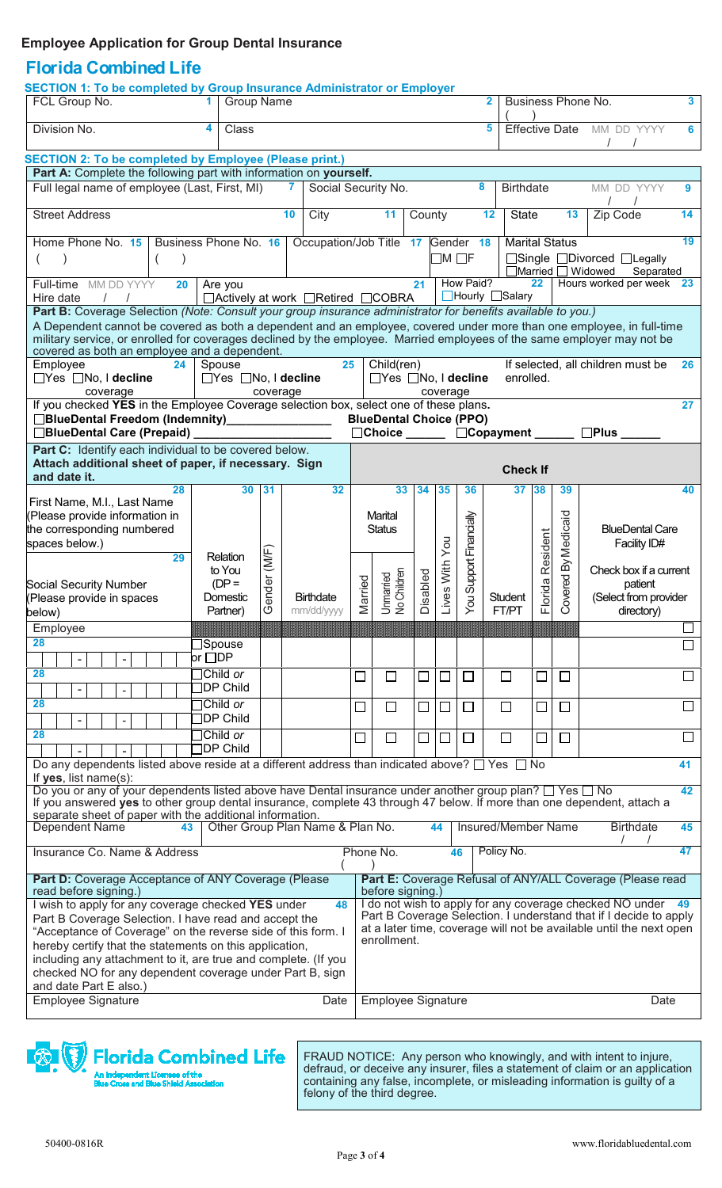## Employee Application for Group Dental Insurance

# Florida Combined Life

### SECTION 1: To be completed by Group Insurance Administrator or Employer

| FCL Group No. 1 | Group Name 2 | Business Phone No. 3 ( ) |
|---|---|---|
| Division No. 4 | Class 5 | Effective Date MM DD YYYY 6 / / |

### SECTION 2: To be completed by Employee (Please print.)

**Part A:** Complete the following part with information on **yourself.**

| Full legal name of employee (Last, First, MI) 7 | Social Security No. 8 | Birthdate MM DD YYYY 9 / / | |
|---|---|---|---|
| Street Address 10 | City 11 | County 12 | State 13 / Zip Code 14 |
| Home Phone No. 15 ( ) / Business Phone No. 16 ( ) | Occupation/Job Title 17 | Gender 18 ☐M ☐F | Marital Status 19 ☐Single ☐Divorced ☐Legally Separated ☐Married ☐Widowed |
| Full-time Hire date MM DD YYYY 20 / / | Are you 21 ☐Actively at work ☐Retired ☐COBRA | How Paid? 22 ☐Hourly ☐Salary | Hours worked per week 23 |

**Part B:** Coverage Selection *(Note: Consult your group insurance administrator for benefits available to you.)*

A Dependent cannot be covered as both a dependent and an employee, covered under more than one employee, in full-time military service, or enrolled for coverages declined by the employee. Married employees of the same employer may not be covered as both an employee and a dependent.

| Employee 24 | Spouse 25 | Child(ren) 26 | |
|---|---|---|---|
| ☐Yes ☐No, I **decline** coverage | ☐Yes ☐No, I **decline** coverage | ☐Yes ☐No, I **decline** coverage | If selected, all children must be enrolled. |

If you checked **YES** in the Employee Coverage selection box, select one of these plans. 27

- ☐**BlueDental Freedom (Indemnity)**_______________
- ☐**BlueDental Care (Prepaid)** _______________
- **BlueDental Choice (PPO)** ☐**Choice** ______ ☐**Copayment** ______ ☐**Plus** ______

**Part C:** Identify each individual to be covered below. Attach additional sheet of paper, if necessary. Sign and date it.

| First Name, M.I., Last Name (Please provide information in the corresponding numbered spaces below.) 28 / Social Security Number (Please provide in spaces below) 29 | Relation to You (DP = Domestic Partner) 30 | Gender (M/F) 31 | Birthdate mm/dd/yyyy 32 | Marital Status: Married 33 | Marital Status: Unmarried No Children | Disabled 34 | Lives With You 35 | You Support Financially 36 | Student FT/PT 37 | Florida Resident 38 | Covered By Medicaid 39 | BlueDental Care Facility ID# Check box if a current patient (Select from provider directory) 40 |
|---|---|---|---|---|---|---|---|---|---|---|---|---|
| Employee | | | | | | | | | | | | ☐ |
| 28 ___ - ___ - ___ | ☐Spouse or ☐DP | | | | | | | | | | | ☐ |
| 28 ___ - ___ - ___ | ☐Child *or* ☐DP Child | | | ☐ | ☐ | ☐ | ☐ | ☐ | ☐ | ☐ | ☐ | ☐ |
| 28 ___ - ___ - ___ | ☐Child *or* ☐DP Child | | | ☐ | ☐ | ☐ | ☐ | ☐ | ☐ | ☐ | ☐ | ☐ |
| 28 ___ - ___ - ___ | ☐Child *or* ☐DP Child | | | ☐ | ☐ | ☐ | ☐ | ☐ | ☐ | ☐ | ☐ | ☐ |

Do any dependents listed above reside at a different address than indicated above? ☐ Yes ☐ No 41
If **yes**, list name(s):

Do you or any of your dependents listed above have Dental insurance under another group plan? ☐ Yes ☐ No 42
If you answered **yes** to other group dental insurance, complete 43 through 47 below. If more than one dependent, attach a separate sheet of paper with the additional information.

| Dependent Name 43 | Other Group Plan Name & Plan No. 44 | Insured/Member Name | Birthdate 45 / / |
|---|---|---|---|
| Insurance Co. Name & Address | Phone No. 46 ( ) | Policy No. 47 | |

| **Part D:** Coverage Acceptance of ANY Coverage (Please read before signing.) 48 | **Part E:** Coverage Refusal of ANY/ALL Coverage (Please read before signing.) 49 |
|---|---|
| I wish to apply for any coverage checked **YES** under Part B Coverage Selection. I have read and accept the "Acceptance of Coverage" on the reverse side of this form. I hereby certify that the statements on this application, including any attachment to it, are true and complete. (If you checked NO for any dependent coverage under Part B, sign and date Part E also.) | I do not wish to apply for any coverage checked NO under Part B Coverage Selection. I understand that if I decide to apply at a later time, coverage will not be available until the next open enrollment. |
| Employee Signature Date | Employee Signature Date |

Florida Combined Life
An Independent Licensee of the Blue Cross and Blue Shield Association

FRAUD NOTICE: Any person who knowingly, and with intent to injure, defraud, or deceive any insurer, files a statement of claim or an application containing any false, incomplete, or misleading information is guilty of a felony of the third degree.

50400-0816R www.floridabluedental.com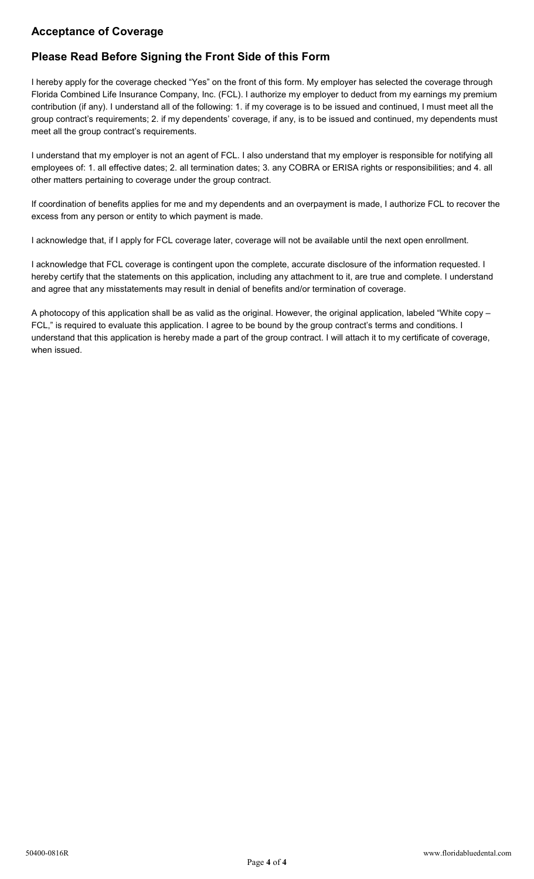## Acceptance of Coverage

## Please Read Before Signing the Front Side of this Form

I hereby apply for the coverage checked "Yes" on the front of this form. My employer has selected the coverage through Florida Combined Life Insurance Company, Inc. (FCL). I authorize my employer to deduct from my earnings my premium contribution (if any). I understand all of the following: 1. if my coverage is to be issued and continued, I must meet all the group contract's requirements; 2. if my dependents' coverage, if any, is to be issued and continued, my dependents must meet all the group contract's requirements.

I understand that my employer is not an agent of FCL. I also understand that my employer is responsible for notifying all employees of: 1. all effective dates; 2. all termination dates; 3. any COBRA or ERISA rights or responsibilities; and 4. all other matters pertaining to coverage under the group contract.

If coordination of benefits applies for me and my dependents and an overpayment is made, I authorize FCL to recover the excess from any person or entity to which payment is made.

I acknowledge that, if I apply for FCL coverage later, coverage will not be available until the next open enrollment.

I acknowledge that FCL coverage is contingent upon the complete, accurate disclosure of the information requested. I hereby certify that the statements on this application, including any attachment to it, are true and complete. I understand and agree that any misstatements may result in denial of benefits and/or termination of coverage.

A photocopy of this application shall be as valid as the original. However, the original application, labeled "White copy – FCL," is required to evaluate this application. I agree to be bound by the group contract's terms and conditions. I understand that this application is hereby made a part of the group contract. I will attach it to my certificate of coverage, when issued.

50400-0816R

www.floridabluedental.com